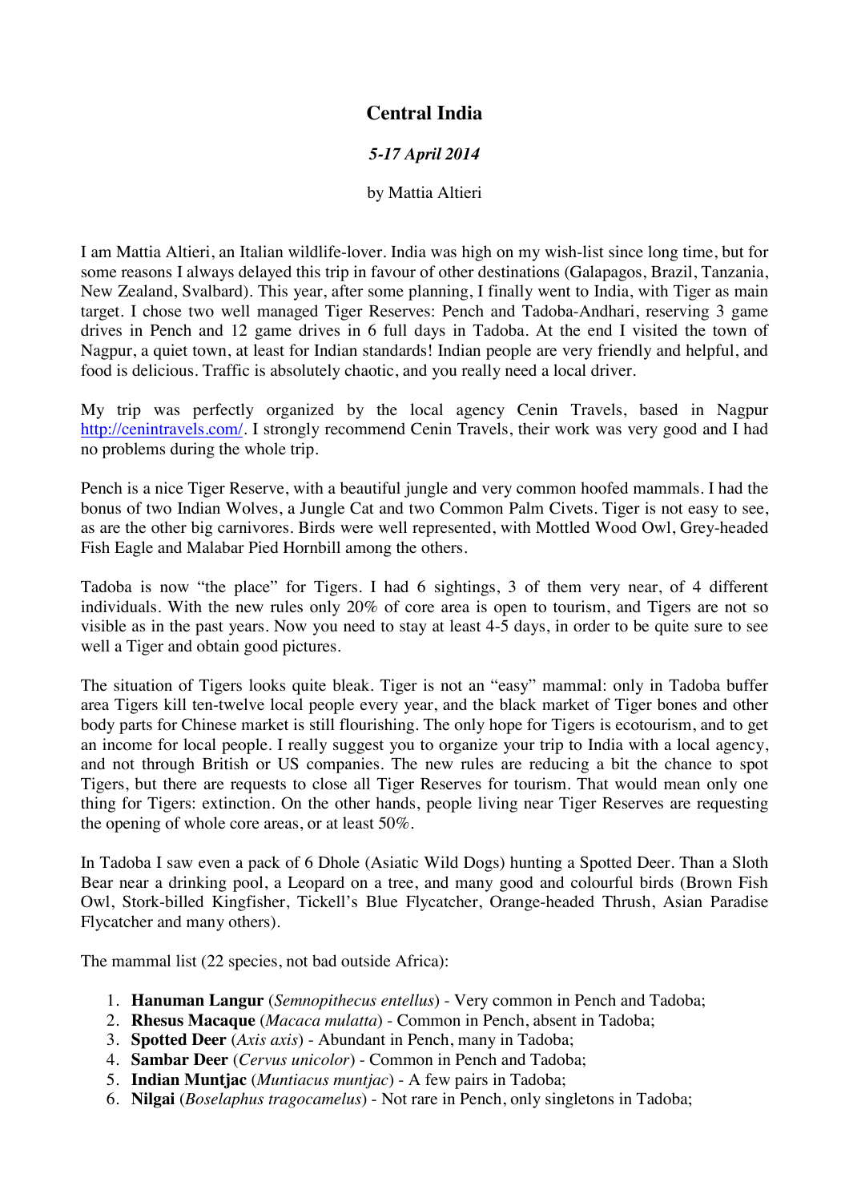# Central India

*5-17 April 2014*

by Mattia Altieri

I am Mattia Altieri, an Italian wildlife-lover. India was high on my wish-list since long time, but for some reasons I always delayed this trip in favour of other destinations (Galapagos, Brazil, Tanzania, New Zealand, Svalbard). This year, after some planning, I finally went to India, with Tiger as main target. I chose two well managed Tiger Reserves: Pench and Tadoba-Andhari, reserving 3 game drives in Pench and 12 game drives in 6 full days in Tadoba. At the end I visited the town of Nagpur, a quiet town, at least for Indian standards! Indian people are very friendly and helpful, and food is delicious. Traffic is absolutely chaotic, and you really need a local driver.

My trip was perfectly organized by the local agency Cenin Travels, based in Nagpur http://cenintravels.com/. I strongly recommend Cenin Travels, their work was very good and I had no problems during the whole trip.

Pench is a nice Tiger Reserve, with a beautiful jungle and very common hoofed mammals. I had the bonus of two Indian Wolves, a Jungle Cat and two Common Palm Civets. Tiger is not easy to see, as are the other big carnivores. Birds were well represented, with Mottled Wood Owl, Grey-headed Fish Eagle and Malabar Pied Hornbill among the others.

Tadoba is now "the place" for Tigers. I had 6 sightings, 3 of them very near, of 4 different individuals. With the new rules only 20% of core area is open to tourism, and Tigers are not so visible as in the past years. Now you need to stay at least 4-5 days, in order to be quite sure to see well a Tiger and obtain good pictures.

The situation of Tigers looks quite bleak. Tiger is not an "easy" mammal: only in Tadoba buffer area Tigers kill ten-twelve local people every year, and the black market of Tiger bones and other body parts for Chinese market is still flourishing. The only hope for Tigers is ecotourism, and to get an income for local people. I really suggest you to organize your trip to India with a local agency, and not through British or US companies. The new rules are reducing a bit the chance to spot Tigers, but there are requests to close all Tiger Reserves for tourism. That would mean only one thing for Tigers: extinction. On the other hands, people living near Tiger Reserves are requesting the opening of whole core areas, or at least 50%.

In Tadoba I saw even a pack of 6 Dhole (Asiatic Wild Dogs) hunting a Spotted Deer. Than a Sloth Bear near a drinking pool, a Leopard on a tree, and many good and colourful birds (Brown Fish Owl, Stork-billed Kingfisher, Tickell's Blue Flycatcher, Orange-headed Thrush, Asian Paradise Flycatcher and many others).

The mammal list (22 species, not bad outside Africa):

1. **Hanuman Langur** (*Semnopithecus entellus*) - Very common in Pench and Tadoba;
2. **Rhesus Macaque** (*Macaca mulatta*) - Common in Pench, absent in Tadoba;
3. **Spotted Deer** (*Axis axis*) - Abundant in Pench, many in Tadoba;
4. **Sambar Deer** (*Cervus unicolor*) - Common in Pench and Tadoba;
5. **Indian Muntjac** (*Muntiacus muntjac*) - A few pairs in Tadoba;
6. **Nilgai** (*Boselaphus tragocamelus*) - Not rare in Pench, only singletons in Tadoba;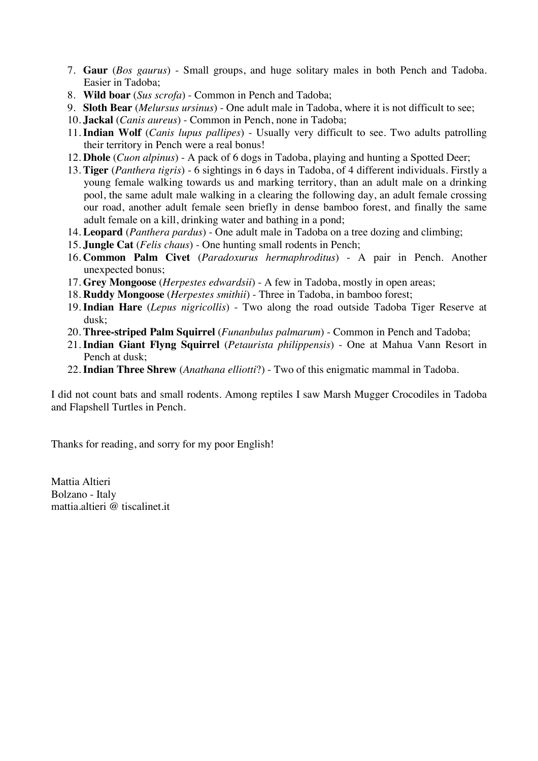7. **Gaur** (*Bos gaurus*) - Small groups, and huge solitary males in both Pench and Tadoba. Easier in Tadoba;
8. **Wild boar** (*Sus scrofa*) - Common in Pench and Tadoba;
9. **Sloth Bear** (*Melursus ursinus*) - One adult male in Tadoba, where it is not difficult to see;
10. **Jackal** (*Canis aureus*) - Common in Pench, none in Tadoba;
11. **Indian Wolf** (*Canis lupus pallipes*) - Usually very difficult to see. Two adults patrolling their territory in Pench were a real bonus!
12. **Dhole** (*Cuon alpinus*) - A pack of 6 dogs in Tadoba, playing and hunting a Spotted Deer;
13. **Tiger** (*Panthera tigris*) - 6 sightings in 6 days in Tadoba, of 4 different individuals. Firstly a young female walking towards us and marking territory, than an adult male on a drinking pool, the same adult male walking in a clearing the following day, an adult female crossing our road, another adult female seen briefly in dense bamboo forest, and finally the same adult female on a kill, drinking water and bathing in a pond;
14. **Leopard** (*Panthera pardus*) - One adult male in Tadoba on a tree dozing and climbing;
15. **Jungle Cat** (*Felis chaus*) - One hunting small rodents in Pench;
16. **Common Palm Civet** (*Paradoxurus hermaphroditus*) - A pair in Pench. Another unexpected bonus;
17. **Grey Mongoose** (*Herpestes edwardsii*) - A few in Tadoba, mostly in open areas;
18. **Ruddy Mongoose** (*Herpestes smithii*) - Three in Tadoba, in bamboo forest;
19. **Indian Hare** (*Lepus nigricollis*) - Two along the road outside Tadoba Tiger Reserve at dusk;
20. **Three-striped Palm Squirrel** (*Funanbulus palmarum*) - Common in Pench and Tadoba;
21. **Indian Giant Flyng Squirrel** (*Petaurista philippensis*) - One at Mahua Vann Resort in Pench at dusk;
22. **Indian Three Shrew** (*Anathana elliotti*?) - Two of this enigmatic mammal in Tadoba.

I did not count bats and small rodents. Among reptiles I saw Marsh Mugger Crocodiles in Tadoba and Flapshell Turtles in Pench.

Thanks for reading, and sorry for my poor English!

Mattia Altieri
Bolzano - Italy
mattia.altieri @ tiscalinet.it